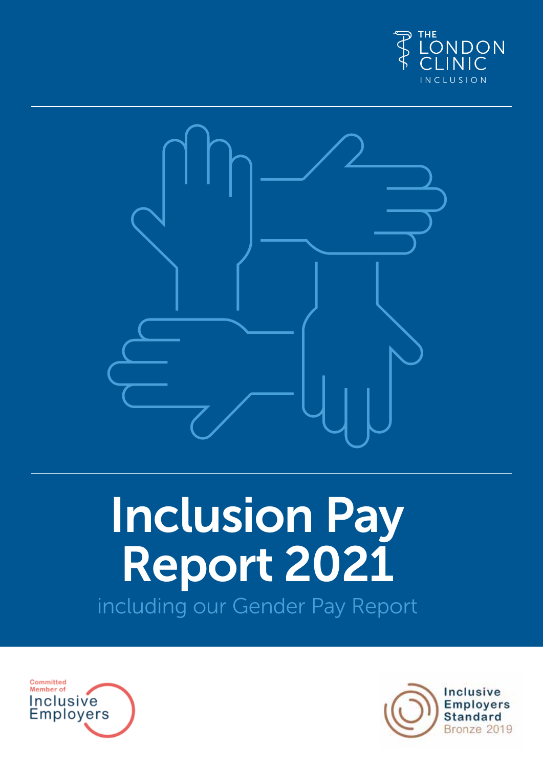THE LONDON CLINIC

INCLUSION

# Inclusion Pay Report 2021

including our Gender Pay Report

Committed Member of Inclusive Employers

Inclusive Employers Standard Bronze 2019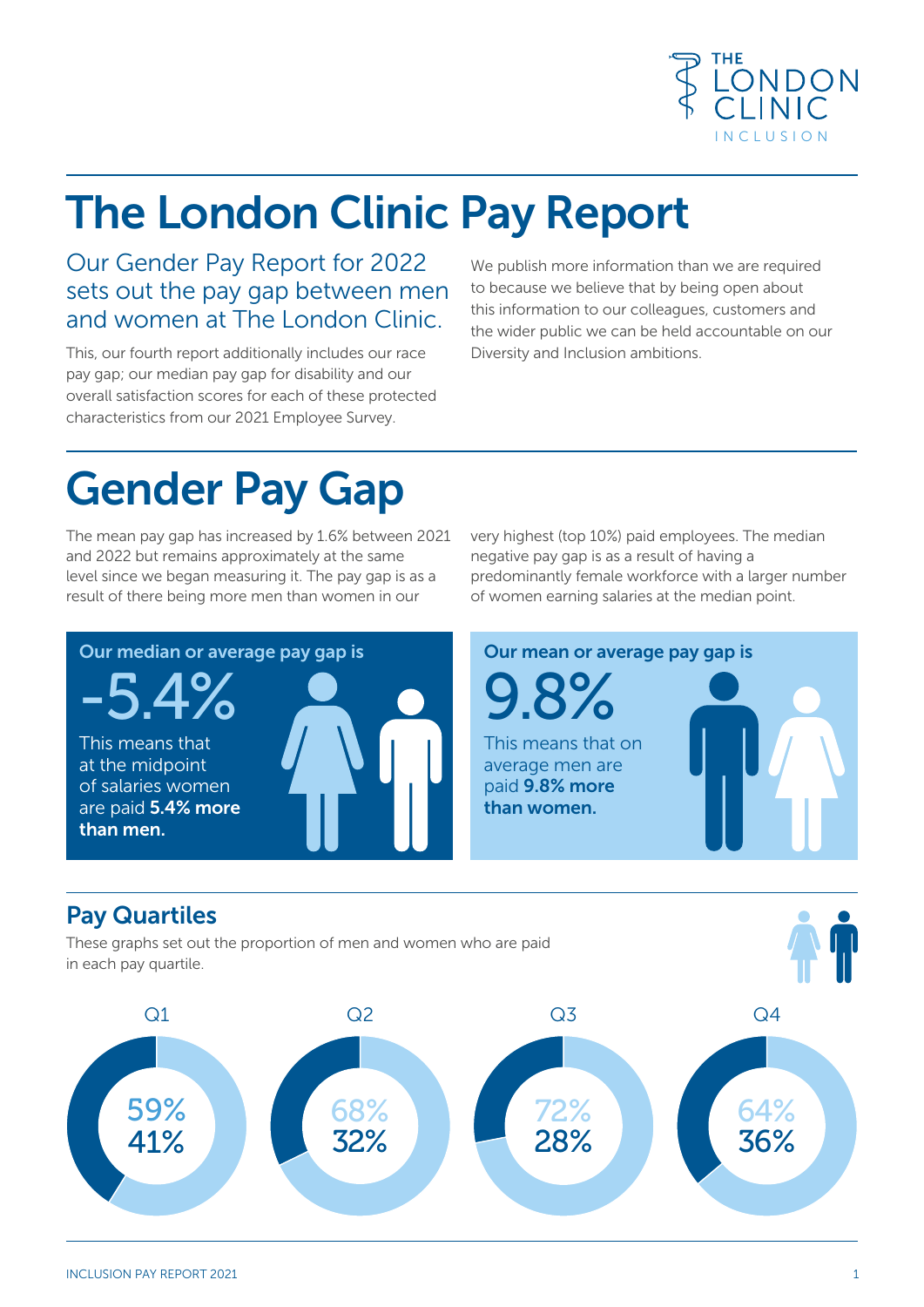THE LONDON CLINIC INCLUSION

# The London Clinic Pay Report

## Our Gender Pay Report for 2022 sets out the pay gap between men and women at The London Clinic.

This, our fourth report additionally includes our race pay gap; our median pay gap for disability and our overall satisfaction scores for each of these protected characteristics from our 2021 Employee Survey.

We publish more information than we are required to because we believe that by being open about this information to our colleagues, customers and the wider public we can be held accountable on our Diversity and Inclusion ambitions.

# Gender Pay Gap

The mean pay gap has increased by 1.6% between 2021 and 2022 but remains approximately at the same level since we began measuring it. The pay gap is as a result of there being more men than women in our very highest (top 10%) paid employees. The median negative pay gap is as a result of having a predominantly female workforce with a larger number of women earning salaries at the median point.

**Our median or average pay gap is**

-5.4%

This means that at the midpoint of salaries women are paid **5.4% more than men.**

**Our mean or average pay gap is**

9.8%

This means that on average men are paid **9.8% more than women.**

## Pay Quartiles

These graphs set out the proportion of men and women who are paid in each pay quartile.

| | Q1 | Q2 | Q3 | Q4 |
|---|---|---|---|---|
| Women | 59% | 68% | 72% | 64% |
| Men | 41% | 32% | 28% | 36% |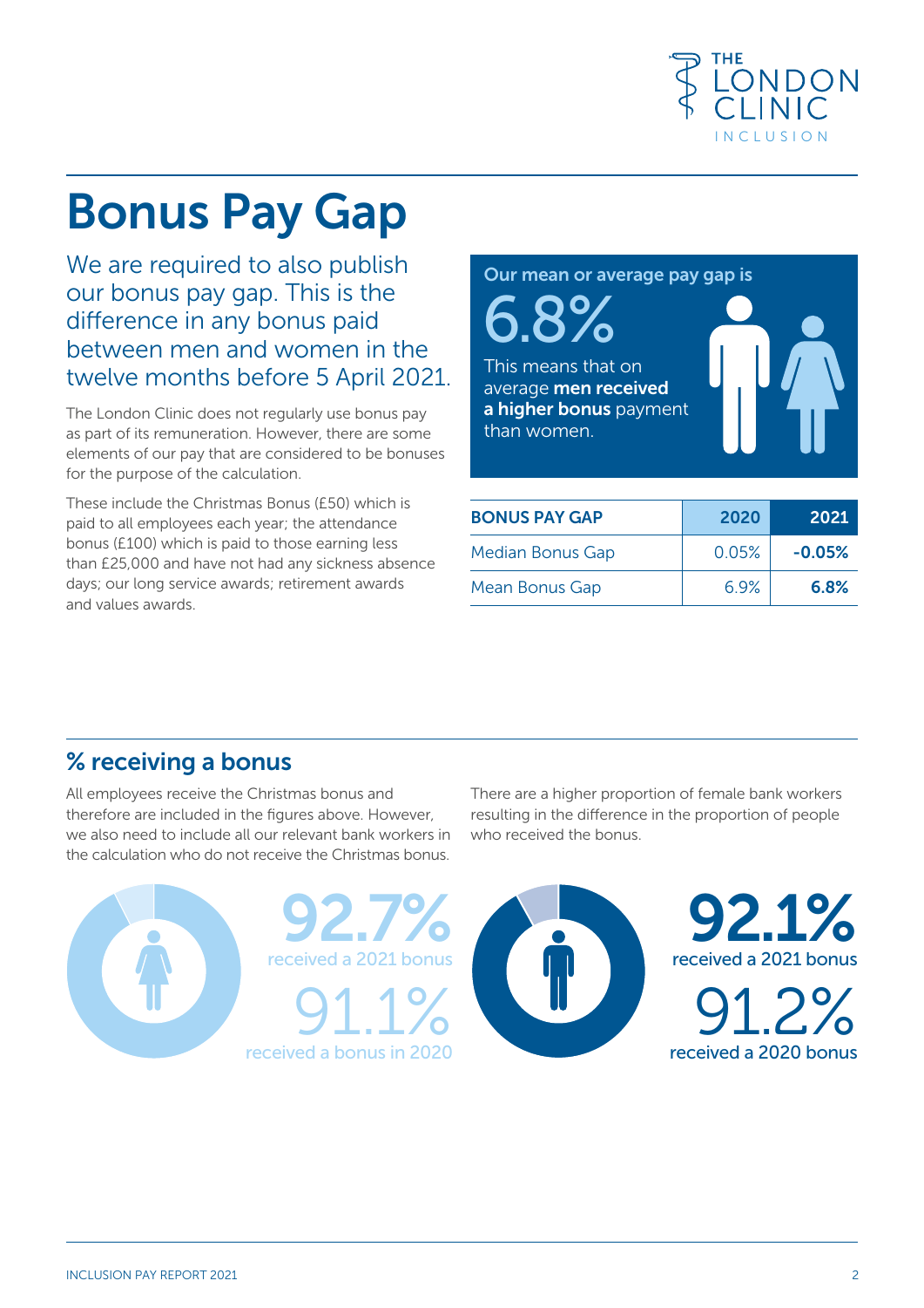# Bonus Pay Gap

## We are required to also publish our bonus pay gap. This is the difference in any bonus paid between men and women in the twelve months before 5 April 2021.

The London Clinic does not regularly use bonus pay as part of its remuneration. However, there are some elements of our pay that are considered to be bonuses for the purpose of the calculation.

These include the Christmas Bonus (£50) which is paid to all employees each year; the attendance bonus (£100) which is paid to those earning less than £25,000 and have not had any sickness absence days; our long service awards; retirement awards and values awards.

**Our mean or average pay gap is**

6.8%

This means that on average **men received a higher bonus** payment than women.

| BONUS PAY GAP | 2020 | 2021 |
|---|---|---|
| Median Bonus Gap | 0.05% | **-0.05%** |
| Mean Bonus Gap | 6.9% | **6.8%** |

## % receiving a bonus

All employees receive the Christmas bonus and therefore are included in the figures above. However, we also need to include all our relevant bank workers in the calculation who do not receive the Christmas bonus.

There are a higher proportion of female bank workers resulting in the difference in the proportion of people who received the bonus.

**92.7%**
received a 2021 bonus

91.1%
received a bonus in 2020

**92.1%**
received a 2021 bonus

91.2%
received a 2020 bonus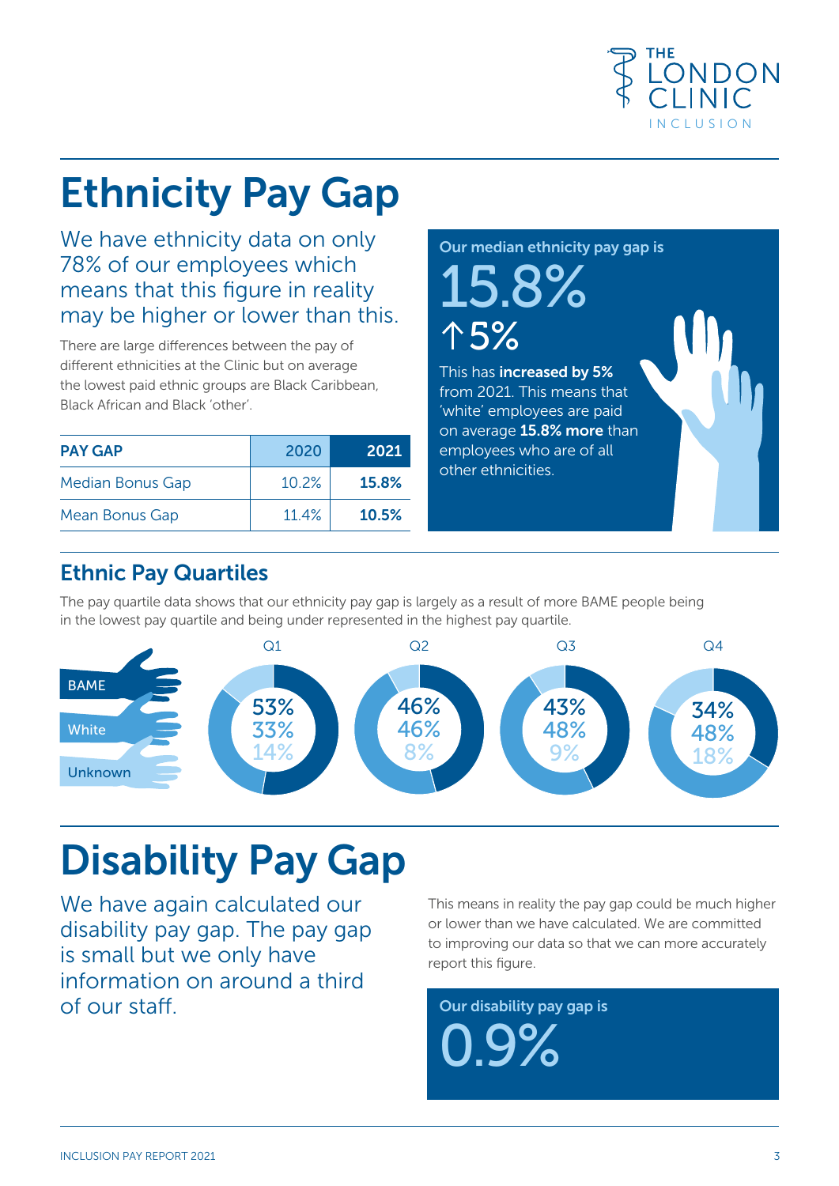# Ethnicity Pay Gap

We have ethnicity data on only 78% of our employees which means that this figure in reality may be higher or lower than this.

There are large differences between the pay of different ethnicities at the Clinic but on average the lowest paid ethnic groups are Black Caribbean, Black African and Black 'other'.

| PAY GAP | 2020 | 2021 |
|---|---|---|
| Median Bonus Gap | 10.2% | **15.8%** |
| Mean Bonus Gap | 11.4% | **10.5%** |

**Our median ethnicity pay gap is**

15.8%

↑5%

This has **increased by 5%** from 2021. This means that 'white' employees are paid on average **15.8% more** than employees who are of all other ethnicities.

## Ethnic Pay Quartiles

The pay quartile data shows that our ethnicity pay gap is largely as a result of more BAME people being in the lowest pay quartile and being under represented in the highest pay quartile.

| | Q1 | Q2 | Q3 | Q4 |
|---|---|---|---|---|
| BAME | 53% | 46% | 43% | 34% |
| White | 33% | 46% | 48% | 48% |
| Unknown | 14% | 8% | 9% | 18% |

# Disability Pay Gap

We have again calculated our disability pay gap. The pay gap is small but we only have information on around a third of our staff.

This means in reality the pay gap could be much higher or lower than we have calculated. We are committed to improving our data so that we can more accurately report this figure.

**Our disability pay gap is**

0.9%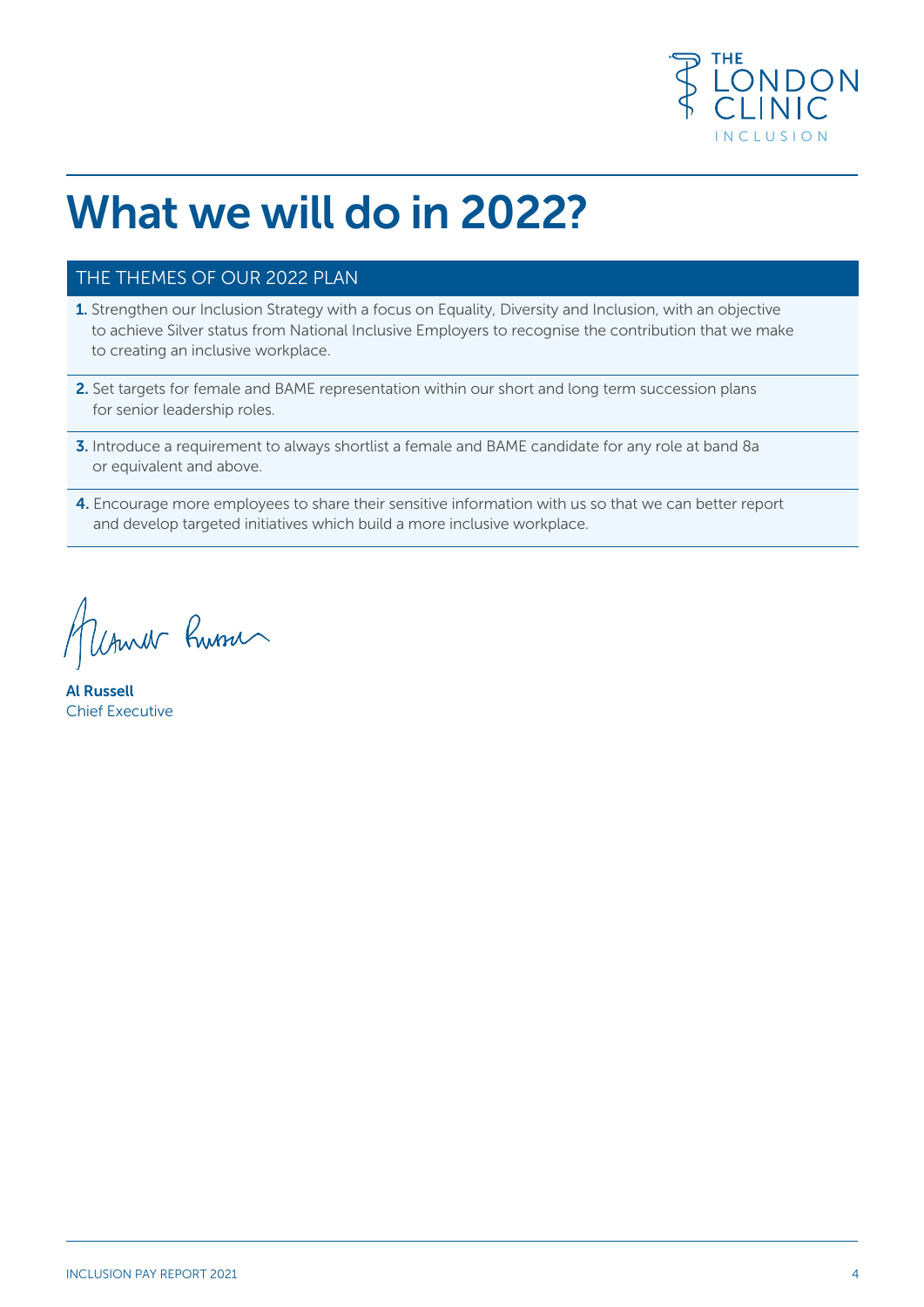# What we will do in 2022?

## THE THEMES OF OUR 2022 PLAN

1. Strengthen our Inclusion Strategy with a focus on Equality, Diversity and Inclusion, with an objective to achieve Silver status from National Inclusive Employers to recognise the contribution that we make to creating an inclusive workplace.
2. Set targets for female and BAME representation within our short and long term succession plans for senior leadership roles.
3. Introduce a requirement to always shortlist a female and BAME candidate for any role at band 8a or equivalent and above.
4. Encourage more employees to share their sensitive information with us so that we can better report and develop targeted initiatives which build a more inclusive workplace.

**Al Russell**
Chief Executive